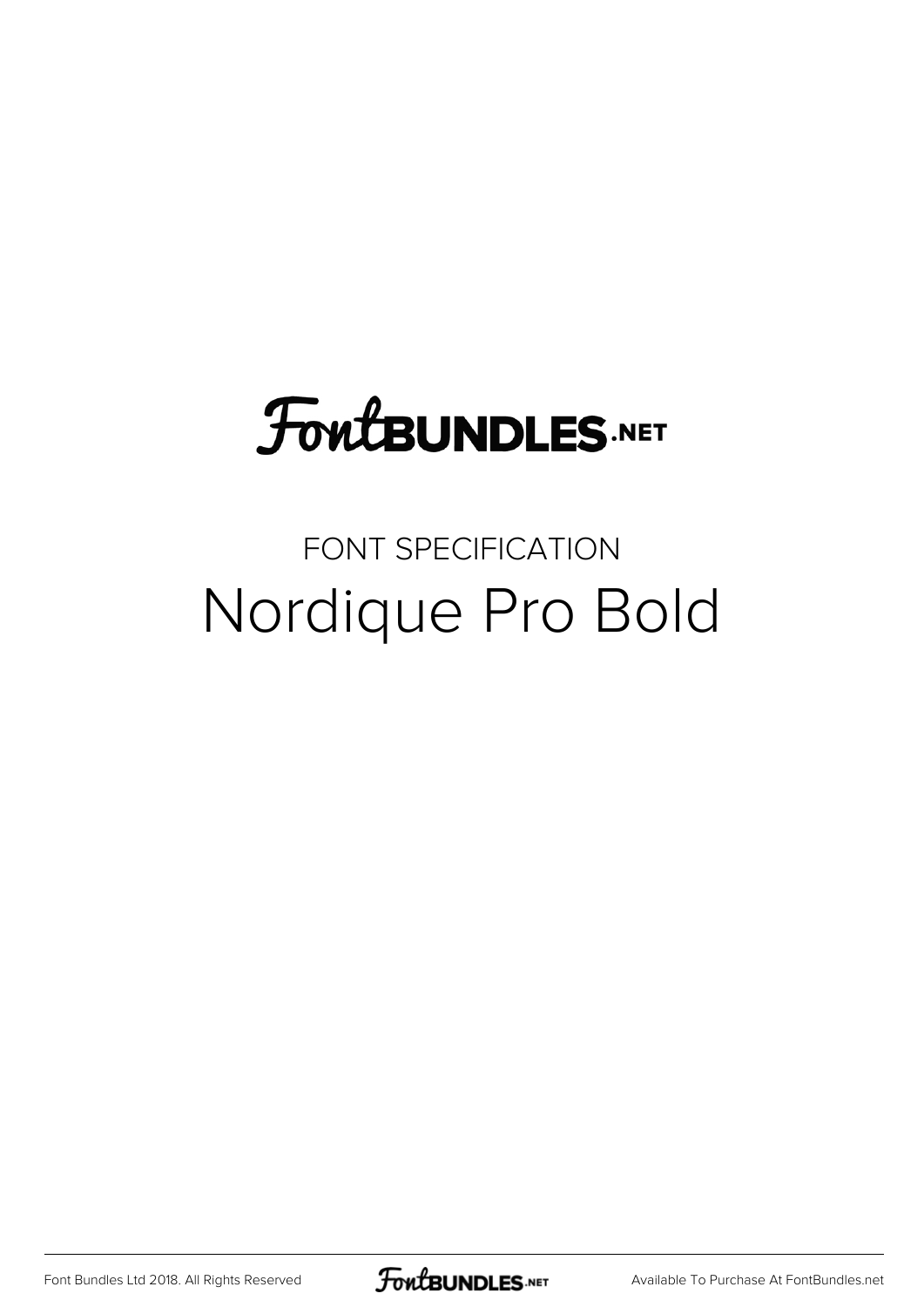FontBUNDLES.NET

FONT SPECIFICATION

# Nordique Pro Bold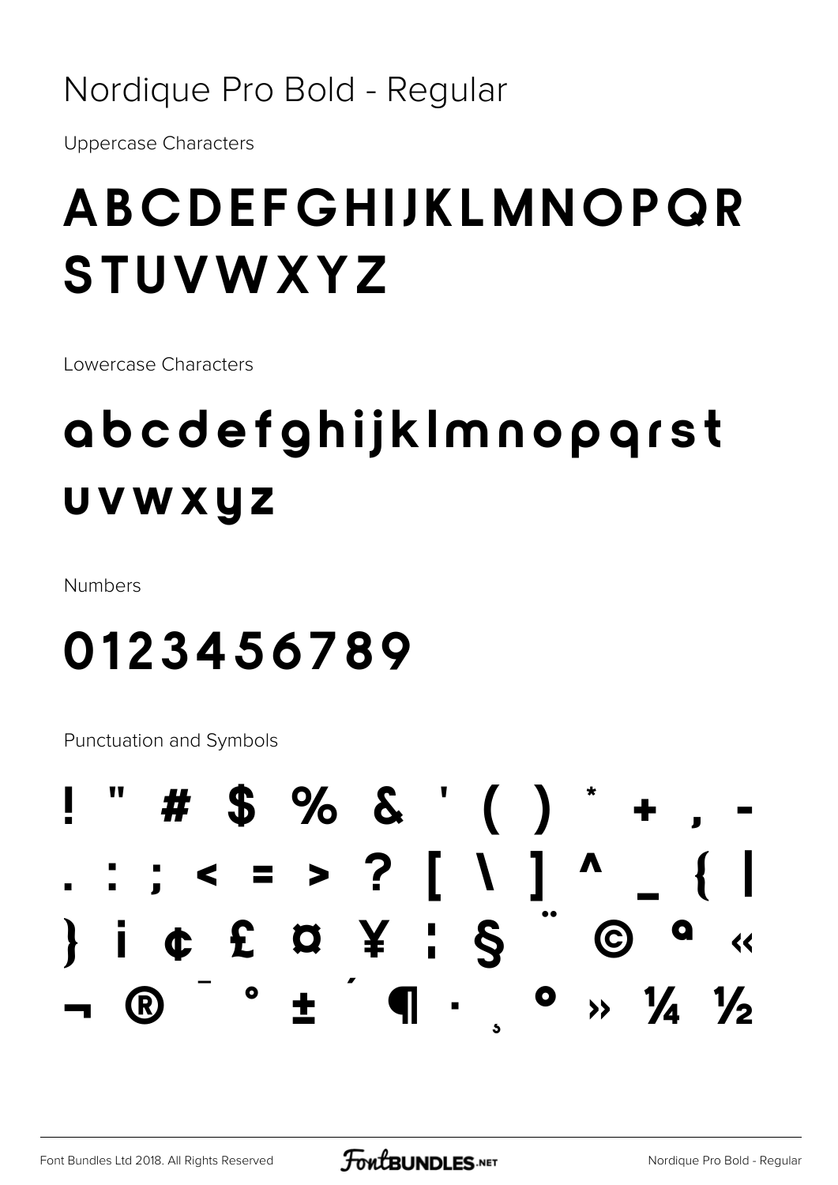# Nordique Pro Bold - Regular

Uppercase Characters

## ABCDEFGHIJKLMNOPQR STUVWXYZ

Lowercase Characters

## abcdefghijklmnopqrst uvwxyz

Numbers

## 0123456789

Punctuation and Symbols

## ! " # $ % & ' ( ) * + , - . : ; < = > ? [ \ ] ^ _ { | } ¡ ¢ £ ¤ ¥ ¦ § ¨ © ª « ¬ ® ¯ ° ± ´ ¶ · ¸ º » ¼ ½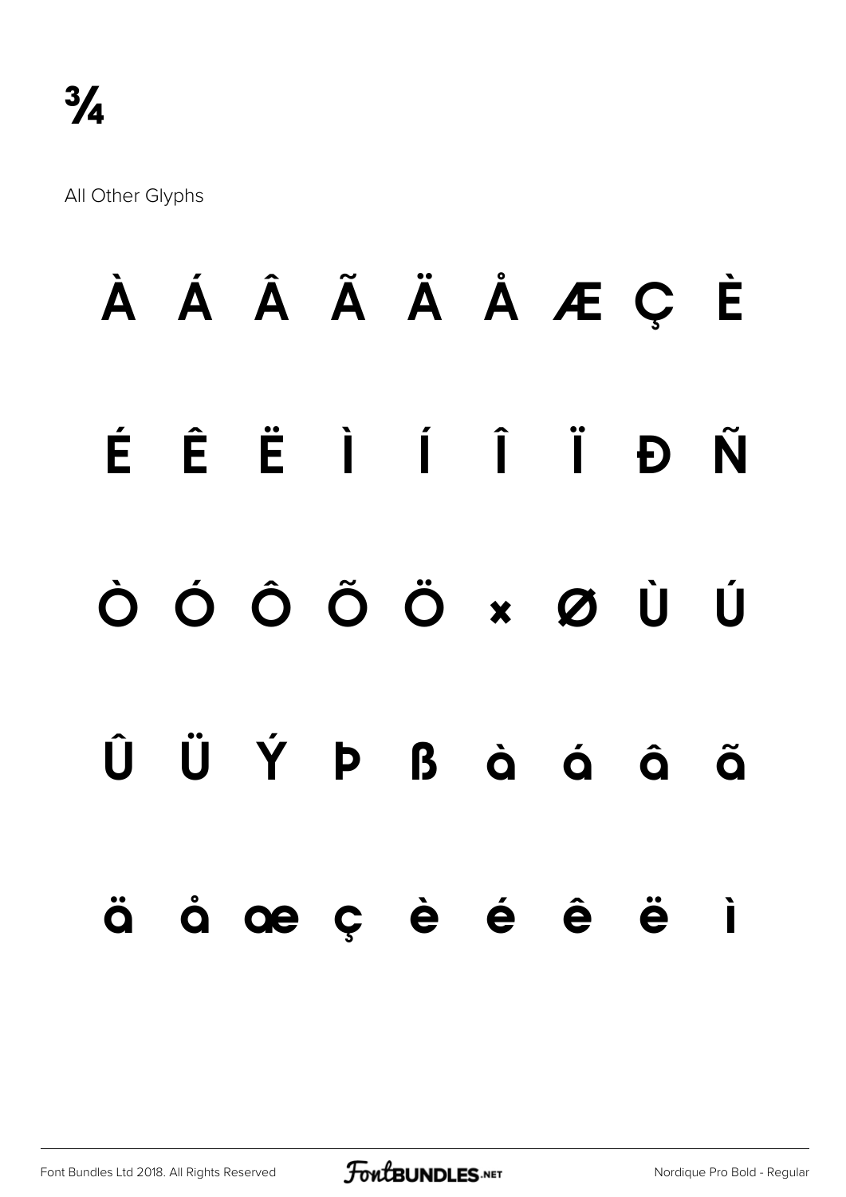¾

All Other Glyphs

À Á Â Ã Ä Å Æ Ç È

É Ê Ë Ì Í Î Ï Ð Ñ

Ò Ó Ô Õ Ö × Ø Ù Ú

Û Ü Ý Þ ß à á â ã

ä å æ ç è é ê ë ì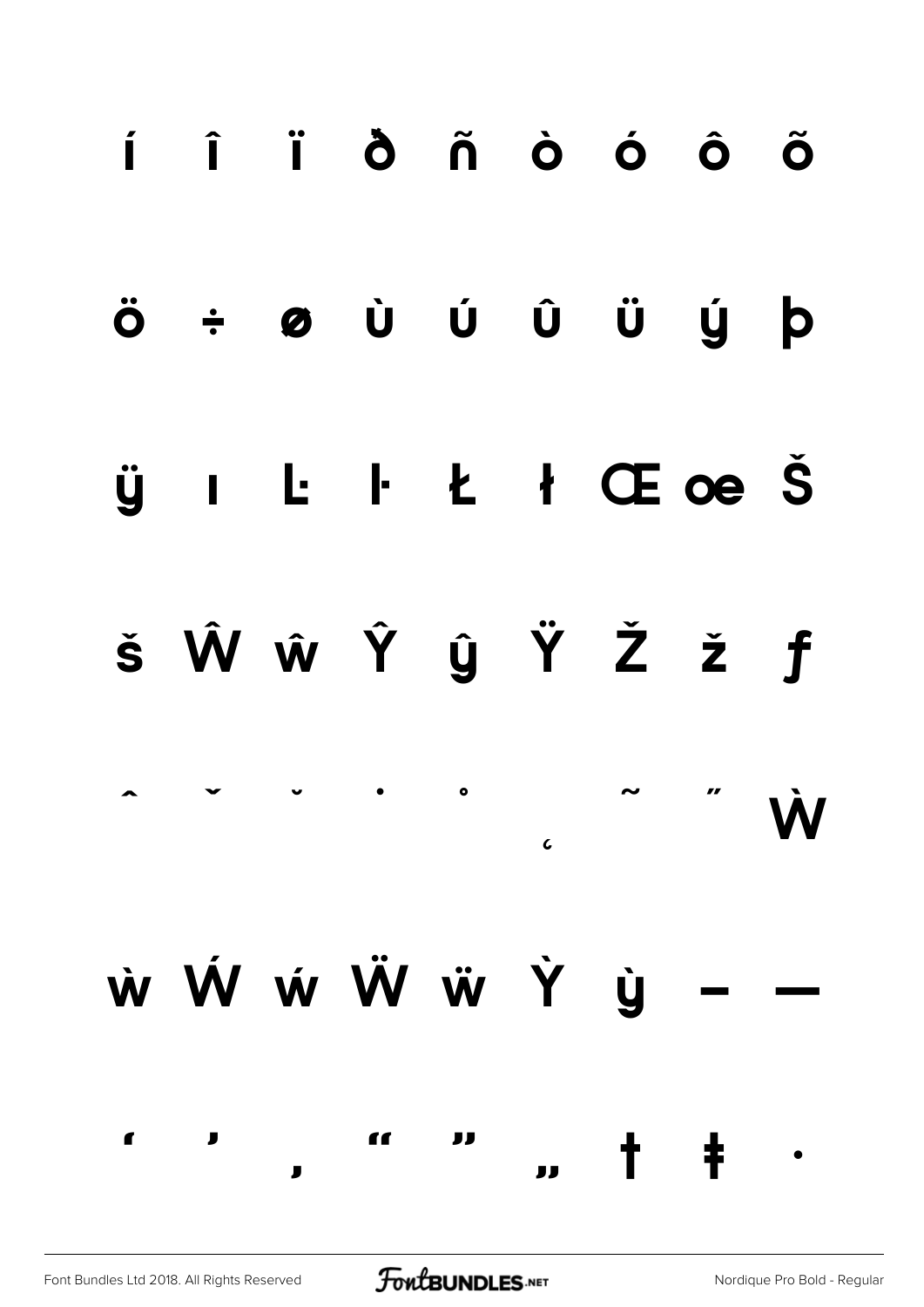í î ï ð ñ ò ó ô õ

ö ÷ ø ù ú û ü ý þ

ÿ ı Ŀ ŀ Ł ł Œ œ Š

š Ŵ ŵ Ŷ ŷ Ÿ Ž ž ƒ

ˆ ˇ ˘ ˙ ˚ ˛ ˜ ˝ Ẁ

ẁ Ẃ ẃ Ẅ ẅ Ỳ ỳ – —

‘ ’ ‚ “ ” „ † ‡ •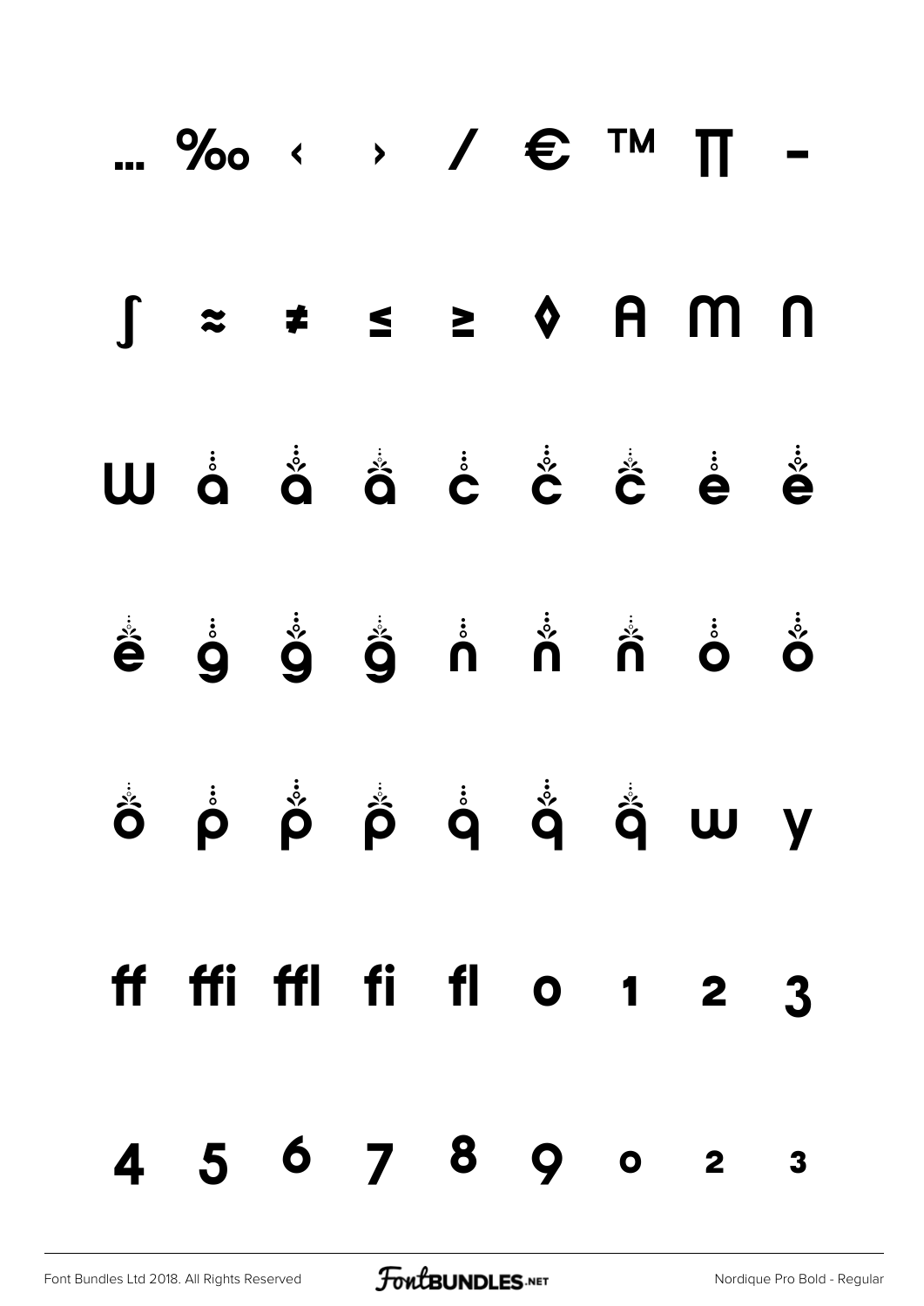… ‰ ‹ › ⁄ € ™ ∏ -

∫ ≈ ≠ ≤ ≥ ◊ A M N

W ȧ ȧ ȧ ċ ċ ċ ė ė

ė ġ ġ ġ ṅ ṅ ṅ ȯ ȯ

ȯ ṗ ṗ ṗ q̇ q̇ q̇ w y

ff ffi ffl fi fl 0 1 2 3

4 5 6 7 8 9 0 2 3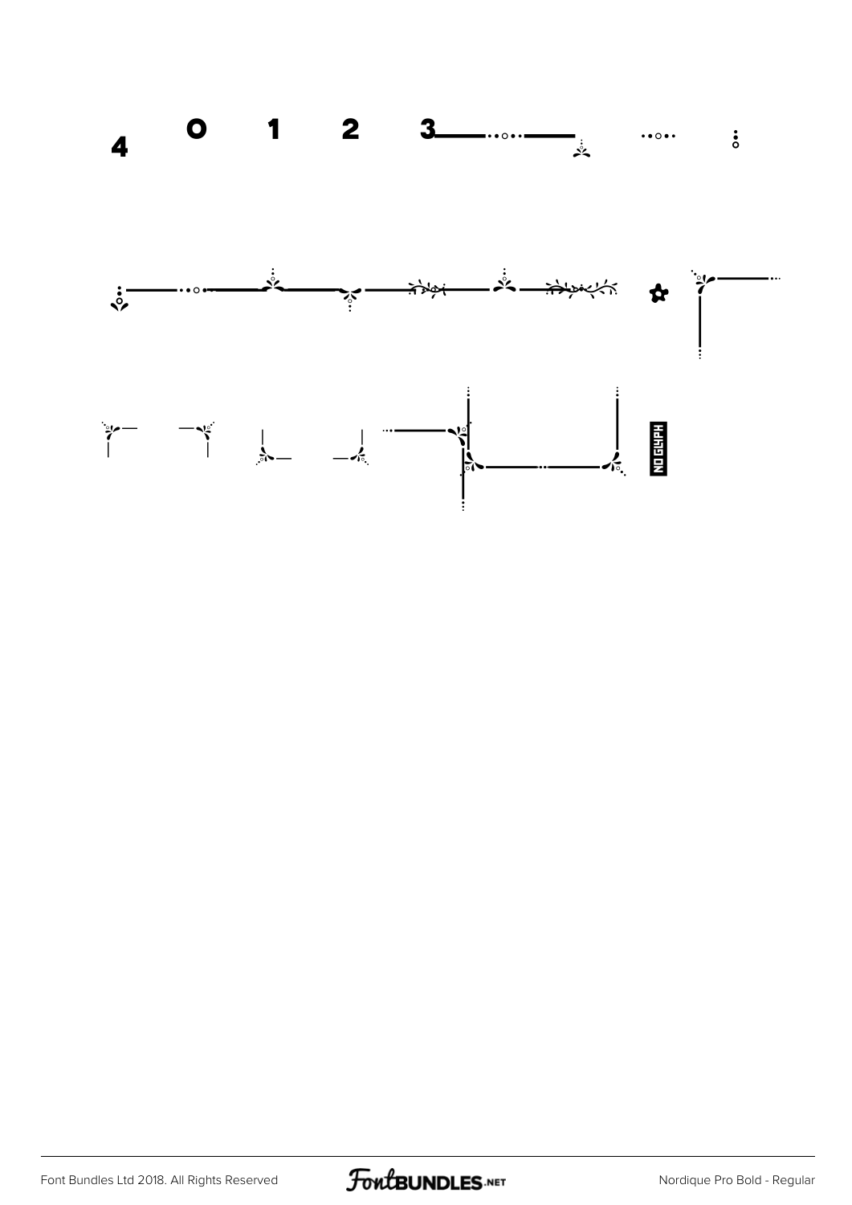4 0 1 2 3

NO GLYPH